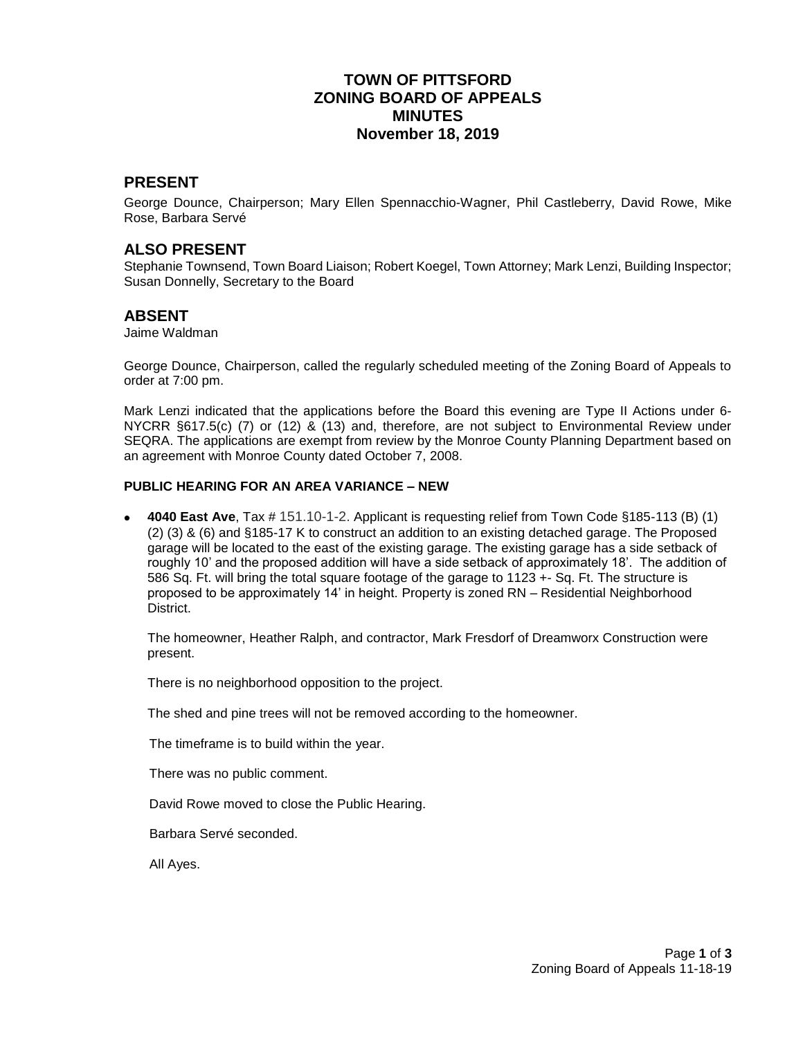# TOWN OF PITTSFORD
# ZONING BOARD OF APPEALS
# MINUTES
# November 18, 2019

## PRESENT

George Dounce, Chairperson; Mary Ellen Spennacchio-Wagner, Phil Castleberry, David Rowe, Mike Rose, Barbara Servé

## ALSO PRESENT

Stephanie Townsend, Town Board Liaison; Robert Koegel, Town Attorney; Mark Lenzi, Building Inspector; Susan Donnelly, Secretary to the Board

## ABSENT

Jaime Waldman

George Dounce, Chairperson, called the regularly scheduled meeting of the Zoning Board of Appeals to order at 7:00 pm.

Mark Lenzi indicated that the applications before the Board this evening are Type II Actions under 6-NYCRR §617.5(c) (7) or (12) & (13) and, therefore, are not subject to Environmental Review under SEQRA. The applications are exempt from review by the Monroe County Planning Department based on an agreement with Monroe County dated October 7, 2008.

**PUBLIC HEARING FOR AN AREA VARIANCE – NEW**

- **4040 East Ave**, Tax # 151.10-1-2. Applicant is requesting relief from Town Code §185-113 (B) (1) (2) (3) & (6) and §185-17 K to construct an addition to an existing detached garage. The Proposed garage will be located to the east of the existing garage. The existing garage has a side setback of roughly 10' and the proposed addition will have a side setback of approximately 18'. The addition of 586 Sq. Ft. will bring the total square footage of the garage to 1123 +- Sq. Ft. The structure is proposed to be approximately 14' in height. Property is zoned RN – Residential Neighborhood District.

  The homeowner, Heather Ralph, and contractor, Mark Fresdorf of Dreamworx Construction were present.

  There is no neighborhood opposition to the project.

  The shed and pine trees will not be removed according to the homeowner.

  The timeframe is to build within the year.

  There was no public comment.

  David Rowe moved to close the Public Hearing.

  Barbara Servé seconded.

  All Ayes.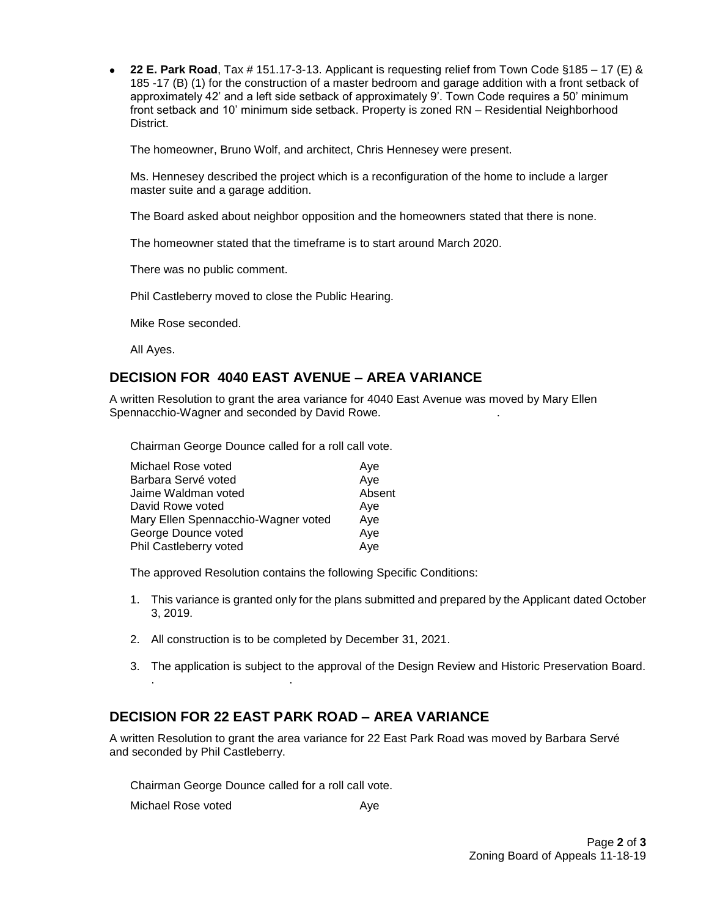- **22 E. Park Road**, Tax # 151.17-3-13. Applicant is requesting relief from Town Code §185 – 17 (E) & 185 -17 (B) (1) for the construction of a master bedroom and garage addition with a front setback of approximately 42' and a left side setback of approximately 9'. Town Code requires a 50' minimum front setback and 10' minimum side setback. Property is zoned RN – Residential Neighborhood District.

  The homeowner, Bruno Wolf, and architect, Chris Hennesey were present.

  Ms. Hennesey described the project which is a reconfiguration of the home to include a larger master suite and a garage addition.

  The Board asked about neighbor opposition and the homeowners stated that there is none.

  The homeowner stated that the timeframe is to start around March 2020.

  There was no public comment.

  Phil Castleberry moved to close the Public Hearing.

  Mike Rose seconded.

  All Ayes.

## DECISION FOR 4040 EAST AVENUE – AREA VARIANCE

A written Resolution to grant the area variance for 4040 East Avenue was moved by Mary Ellen Spennacchio-Wagner and seconded by David Rowe.

Chairman George Dounce called for a roll call vote.

| | |
|---|---|
| Michael Rose voted | Aye |
| Barbara Servé voted | Aye |
| Jaime Waldman voted | Absent |
| David Rowe voted | Aye |
| Mary Ellen Spennacchio-Wagner voted | Aye |
| George Dounce voted | Aye |
| Phil Castleberry voted | Aye |

The approved Resolution contains the following Specific Conditions:

1. This variance is granted only for the plans submitted and prepared by the Applicant dated October 3, 2019.
2. All construction is to be completed by December 31, 2021.
3. The application is subject to the approval of the Design Review and Historic Preservation Board.

## DECISION FOR 22 EAST PARK ROAD – AREA VARIANCE

A written Resolution to grant the area variance for 22 East Park Road was moved by Barbara Servé and seconded by Phil Castleberry.

Chairman George Dounce called for a roll call vote.

| | |
|---|---|
| Michael Rose voted | Aye |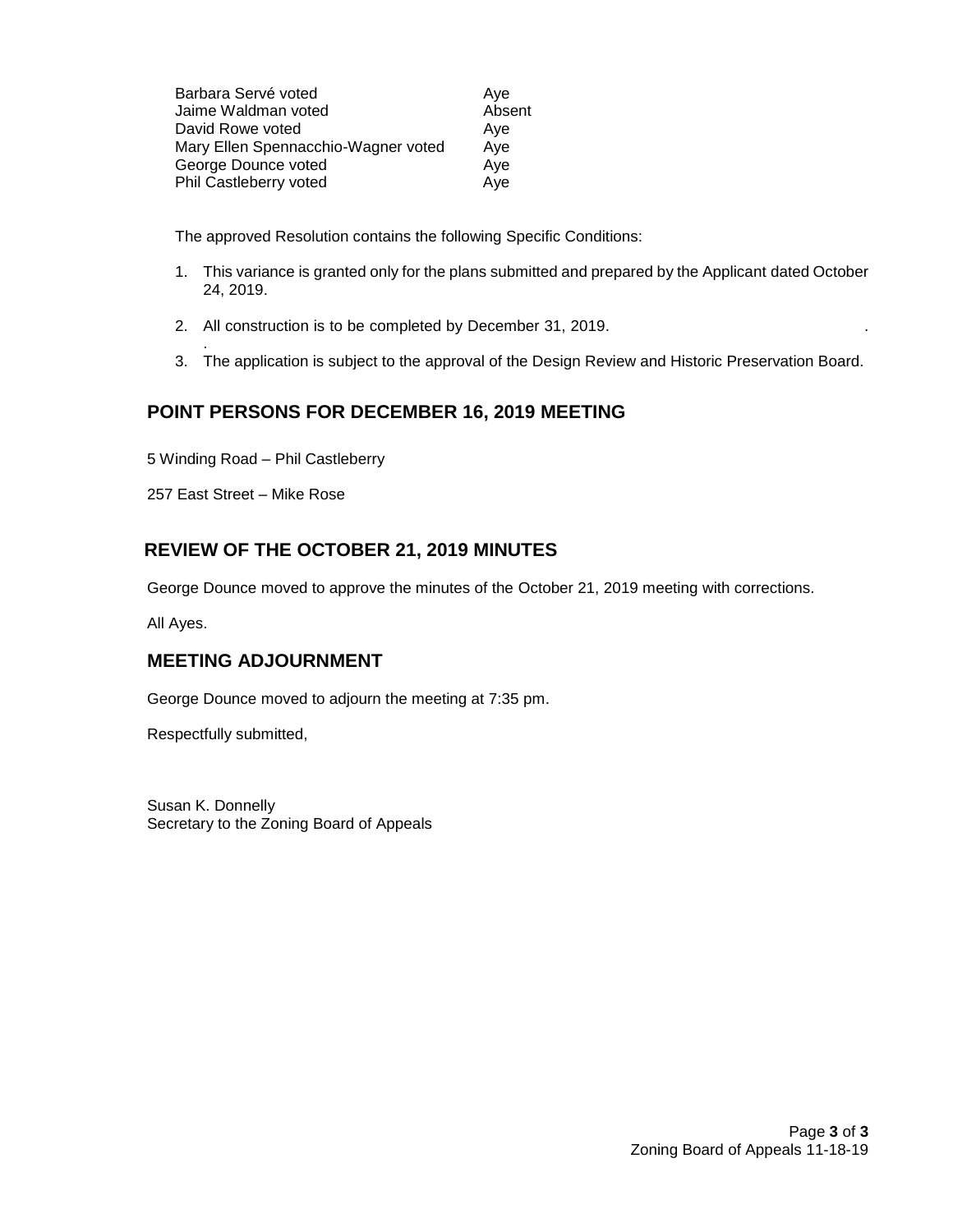| | |
|---|---|
| Barbara Servé voted | Aye |
| Jaime Waldman voted | Absent |
| David Rowe voted | Aye |
| Mary Ellen Spennacchio-Wagner voted | Aye |
| George Dounce voted | Aye |
| Phil Castleberry voted | Aye |

The approved Resolution contains the following Specific Conditions:

1. This variance is granted only for the plans submitted and prepared by the Applicant dated October 24, 2019.
2. All construction is to be completed by December 31, 2019.
3. The application is subject to the approval of the Design Review and Historic Preservation Board.

## POINT PERSONS FOR DECEMBER 16, 2019 MEETING

5 Winding Road – Phil Castleberry

257 East Street – Mike Rose

## REVIEW OF THE OCTOBER 21, 2019 MINUTES

George Dounce moved to approve the minutes of the October 21, 2019 meeting with corrections.

All Ayes.

## MEETING ADJOURNMENT

George Dounce moved to adjourn the meeting at 7:35 pm.

Respectfully submitted,

Susan K. Donnelly
Secretary to the Zoning Board of Appeals